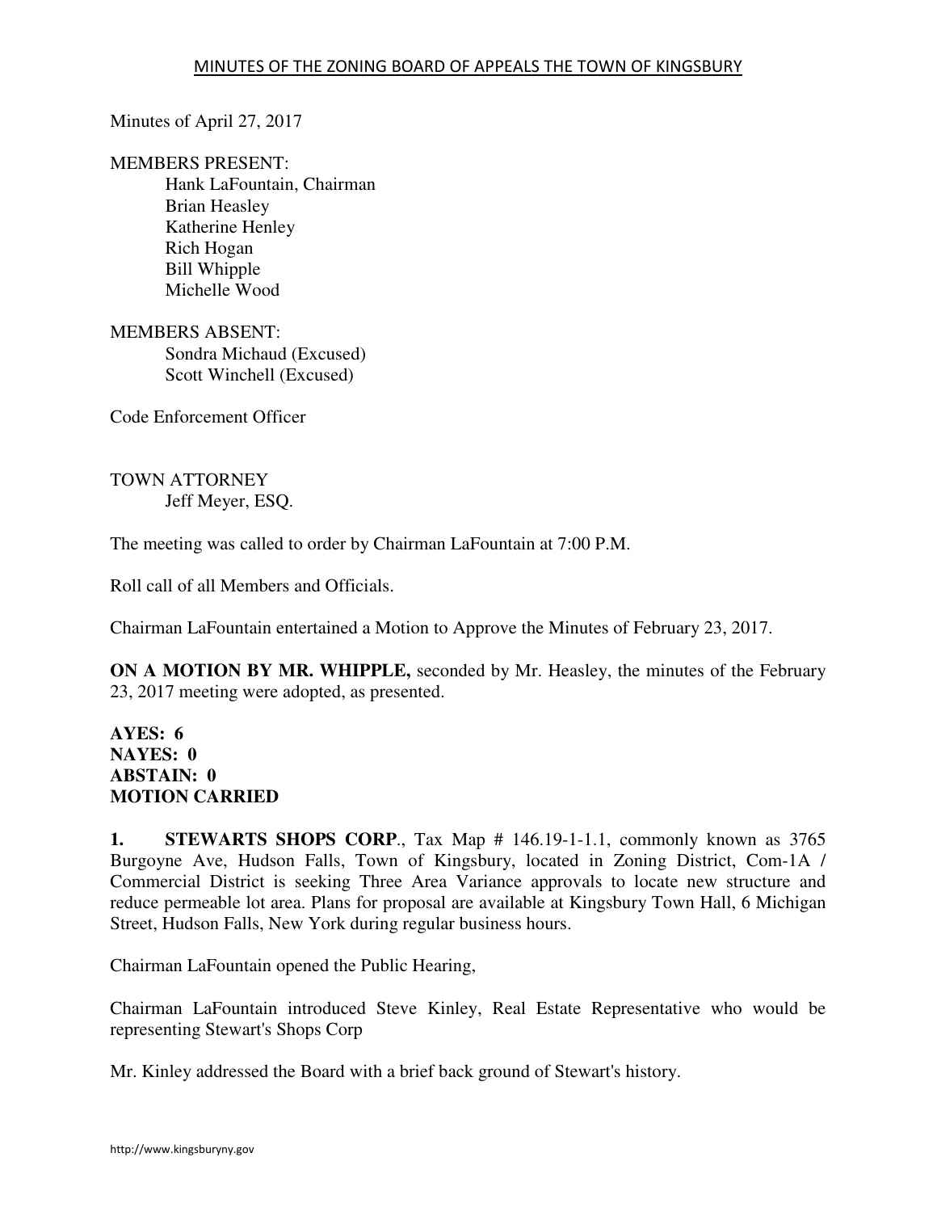# MINUTES OF THE ZONING BOARD OF APPEALS THE TOWN OF KINGSBURY

Minutes of April 27, 2017

MEMBERS PRESENT:
- Hank LaFountain, Chairman
- Brian Heasley
- Katherine Henley
- Rich Hogan
- Bill Whipple
- Michelle Wood

MEMBERS ABSENT:
- Sondra Michaud (Excused)
- Scott Winchell (Excused)

Code Enforcement Officer

TOWN ATTORNEY
- Jeff Meyer, ESQ.

The meeting was called to order by Chairman LaFountain at 7:00 P.M.

Roll call of all Members and Officials.

Chairman LaFountain entertained a Motion to Approve the Minutes of February 23, 2017.

**ON A MOTION BY MR. WHIPPLE,** seconded by Mr. Heasley, the minutes of the February 23, 2017 meeting were adopted, as presented.

**AYES: 6**
**NAYES: 0**
**ABSTAIN: 0**
**MOTION CARRIED**

**1. STEWARTS SHOPS CORP**., Tax Map # 146.19-1-1.1, commonly known as 3765 Burgoyne Ave, Hudson Falls, Town of Kingsbury, located in Zoning District, Com-1A / Commercial District is seeking Three Area Variance approvals to locate new structure and reduce permeable lot area. Plans for proposal are available at Kingsbury Town Hall, 6 Michigan Street, Hudson Falls, New York during regular business hours.

Chairman LaFountain opened the Public Hearing,

Chairman LaFountain introduced Steve Kinley, Real Estate Representative who would be representing Stewart's Shops Corp

Mr. Kinley addressed the Board with a brief back ground of Stewart's history.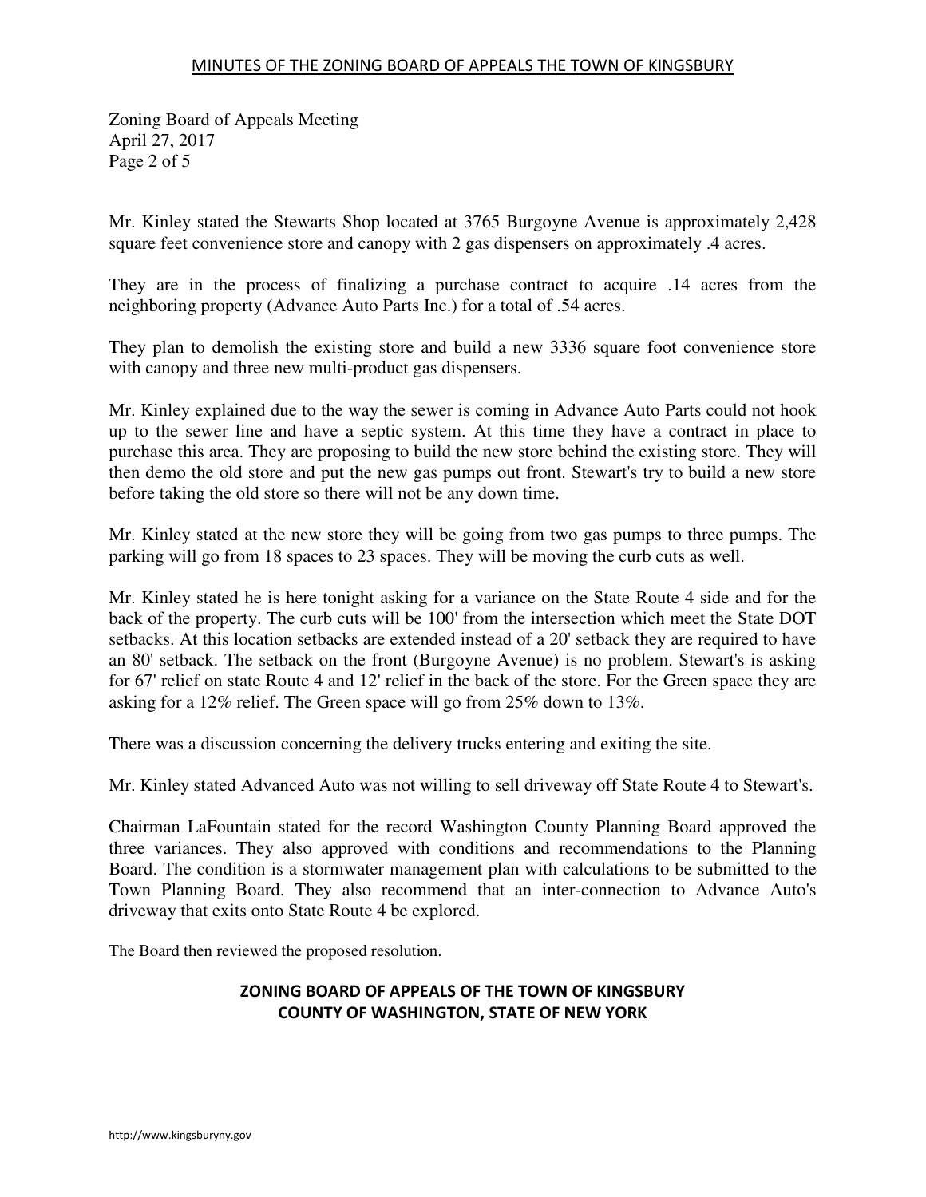Mr. Kinley stated the Stewarts Shop located at 3765 Burgoyne Avenue is approximately 2,428 square feet convenience store and canopy with 2 gas dispensers on approximately .4 acres.

They are in the process of finalizing a purchase contract to acquire .14 acres from the neighboring property (Advance Auto Parts Inc.) for a total of .54 acres.

They plan to demolish the existing store and build a new 3336 square foot convenience store with canopy and three new multi-product gas dispensers.

Mr. Kinley explained due to the way the sewer is coming in Advance Auto Parts could not hook up to the sewer line and have a septic system. At this time they have a contract in place to purchase this area. They are proposing to build the new store behind the existing store. They will then demo the old store and put the new gas pumps out front. Stewart's try to build a new store before taking the old store so there will not be any down time.

Mr. Kinley stated at the new store they will be going from two gas pumps to three pumps. The parking will go from 18 spaces to 23 spaces. They will be moving the curb cuts as well.

Mr. Kinley stated he is here tonight asking for a variance on the State Route 4 side and for the back of the property. The curb cuts will be 100' from the intersection which meet the State DOT setbacks. At this location setbacks are extended instead of a 20' setback they are required to have an 80' setback. The setback on the front (Burgoyne Avenue) is no problem. Stewart's is asking for 67' relief on state Route 4 and 12' relief in the back of the store. For the Green space they are asking for a 12% relief. The Green space will go from 25% down to 13%.

There was a discussion concerning the delivery trucks entering and exiting the site.

Mr. Kinley stated Advanced Auto was not willing to sell driveway off State Route 4 to Stewart's.

Chairman LaFountain stated for the record Washington County Planning Board approved the three variances. They also approved with conditions and recommendations to the Planning Board. The condition is a stormwater management plan with calculations to be submitted to the Town Planning Board. They also recommend that an inter-connection to Advance Auto's driveway that exits onto State Route 4 be explored.

The Board then reviewed the proposed resolution.

## ZONING BOARD OF APPEALS OF THE TOWN OF KINGSBURY
## COUNTY OF WASHINGTON, STATE OF NEW YORK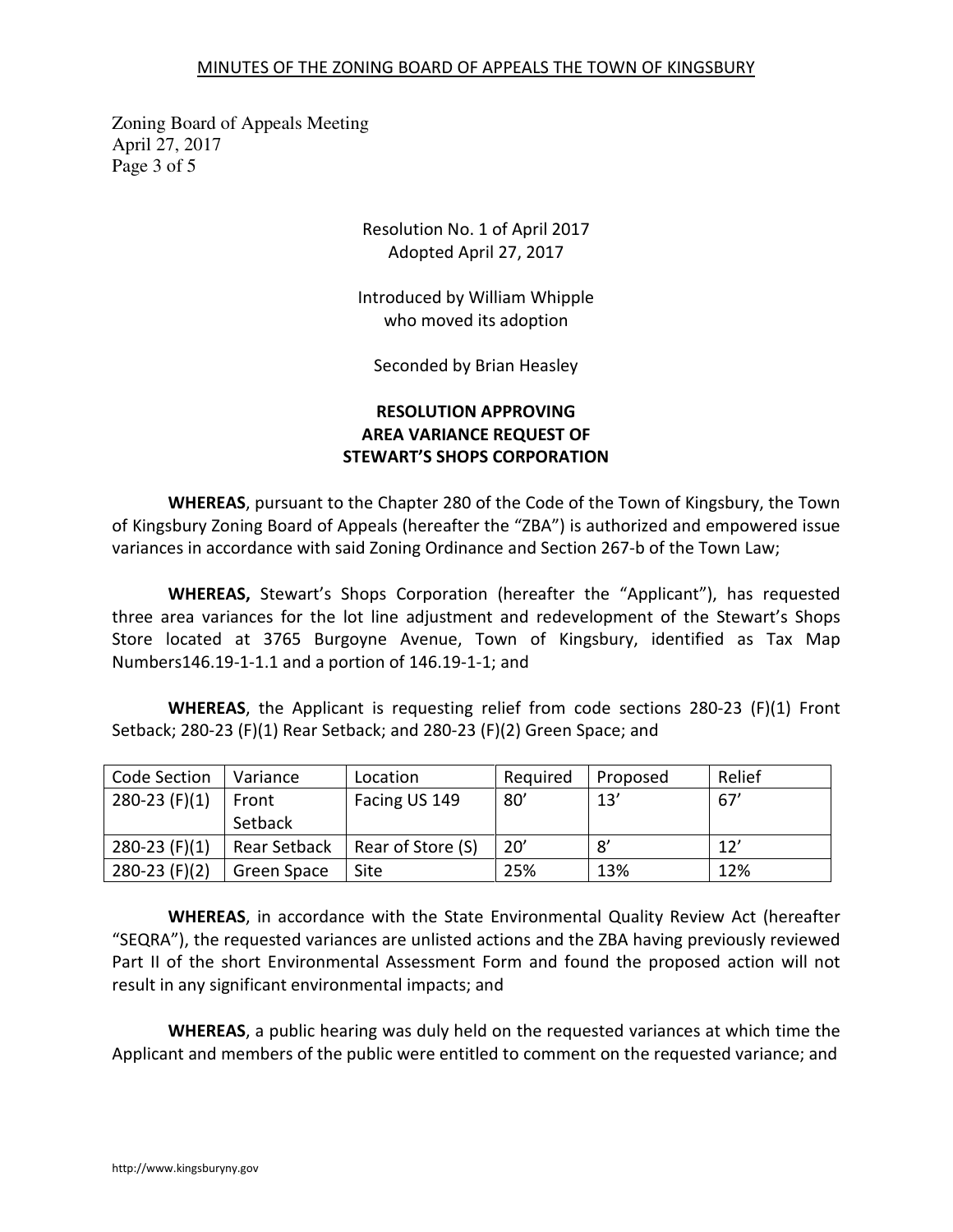Resolution No. 1 of April 2017
Adopted April 27, 2017

Introduced by William Whipple
who moved its adoption

Seconded by Brian Heasley

**RESOLUTION APPROVING AREA VARIANCE REQUEST OF STEWART'S SHOPS CORPORATION**

**WHEREAS**, pursuant to the Chapter 280 of the Code of the Town of Kingsbury, the Town of Kingsbury Zoning Board of Appeals (hereafter the "ZBA") is authorized and empowered issue variances in accordance with said Zoning Ordinance and Section 267-b of the Town Law;

**WHEREAS,** Stewart's Shops Corporation (hereafter the "Applicant"), has requested three area variances for the lot line adjustment and redevelopment of the Stewart's Shops Store located at 3765 Burgoyne Avenue, Town of Kingsbury, identified as Tax Map Numbers146.19-1-1.1 and a portion of 146.19-1-1; and

**WHEREAS**, the Applicant is requesting relief from code sections 280-23 (F)(1) Front Setback; 280-23 (F)(1) Rear Setback; and 280-23 (F)(2) Green Space; and

| Code Section | Variance | Location | Required | Proposed | Relief |
|---|---|---|---|---|---|
| 280-23 (F)(1) | Front Setback | Facing US 149 | 80' | 13' | 67' |
| 280-23 (F)(1) | Rear Setback | Rear of Store (S) | 20' | 8' | 12' |
| 280-23 (F)(2) | Green Space | Site | 25% | 13% | 12% |

**WHEREAS**, in accordance with the State Environmental Quality Review Act (hereafter "SEQRA"), the requested variances are unlisted actions and the ZBA having previously reviewed Part II of the short Environmental Assessment Form and found the proposed action will not result in any significant environmental impacts; and

**WHEREAS**, a public hearing was duly held on the requested variances at which time the Applicant and members of the public were entitled to comment on the requested variance; and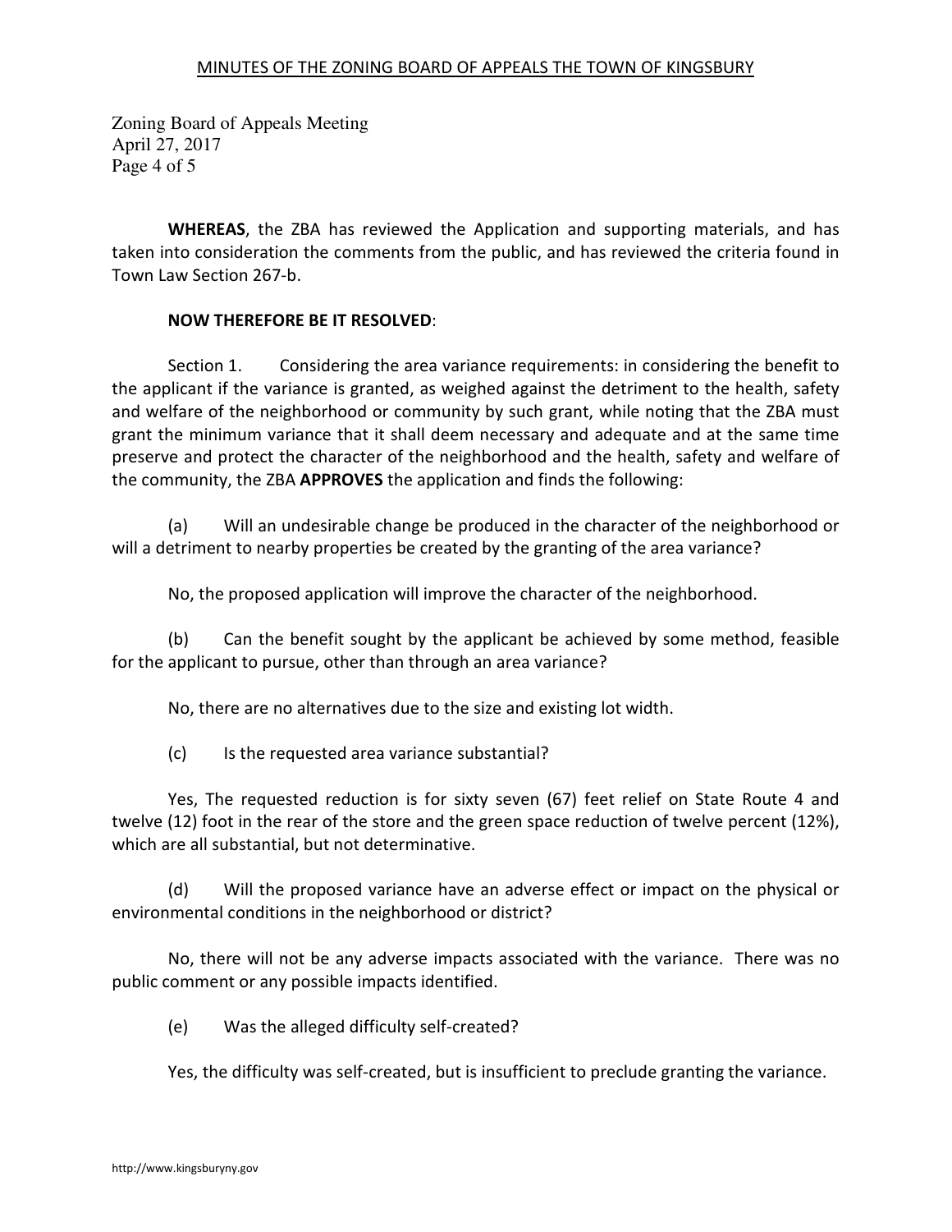**WHEREAS**, the ZBA has reviewed the Application and supporting materials, and has taken into consideration the comments from the public, and has reviewed the criteria found in Town Law Section 267-b.

**NOW THEREFORE BE IT RESOLVED**:

Section 1. Considering the area variance requirements: in considering the benefit to the applicant if the variance is granted, as weighed against the detriment to the health, safety and welfare of the neighborhood or community by such grant, while noting that the ZBA must grant the minimum variance that it shall deem necessary and adequate and at the same time preserve and protect the character of the neighborhood and the health, safety and welfare of the community, the ZBA **APPROVES** the application and finds the following:

(a) Will an undesirable change be produced in the character of the neighborhood or will a detriment to nearby properties be created by the granting of the area variance?

No, the proposed application will improve the character of the neighborhood.

(b) Can the benefit sought by the applicant be achieved by some method, feasible for the applicant to pursue, other than through an area variance?

No, there are no alternatives due to the size and existing lot width.

(c) Is the requested area variance substantial?

Yes, The requested reduction is for sixty seven (67) feet relief on State Route 4 and twelve (12) foot in the rear of the store and the green space reduction of twelve percent (12%), which are all substantial, but not determinative.

(d) Will the proposed variance have an adverse effect or impact on the physical or environmental conditions in the neighborhood or district?

No, there will not be any adverse impacts associated with the variance. There was no public comment or any possible impacts identified.

(e) Was the alleged difficulty self-created?

Yes, the difficulty was self-created, but is insufficient to preclude granting the variance.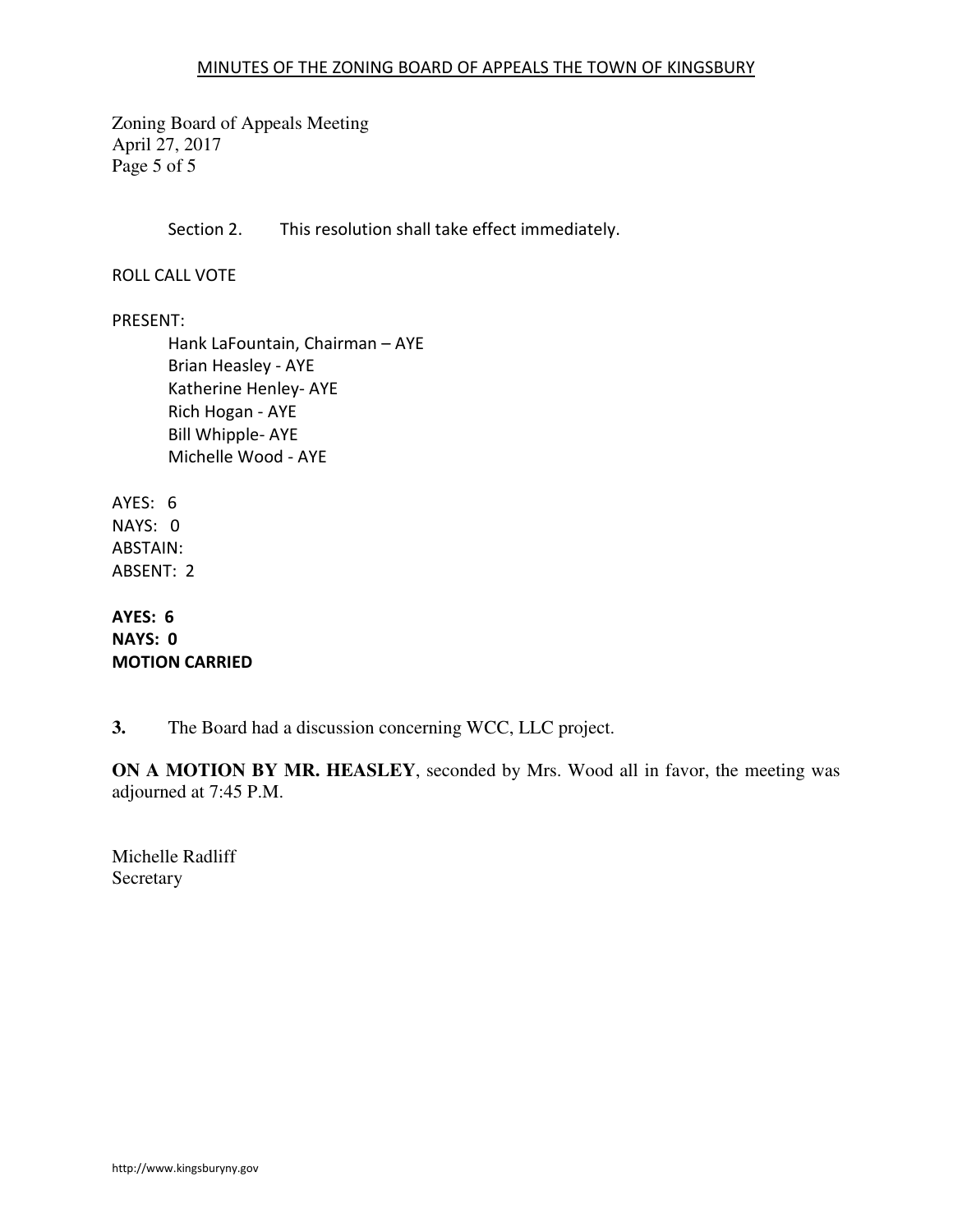Zoning Board of Appeals Meeting
April 27, 2017

Section 2. This resolution shall take effect immediately.

ROLL CALL VOTE

PRESENT:

Hank LaFountain, Chairman – AYE
Brian Heasley - AYE
Katherine Henley- AYE
Rich Hogan - AYE
Bill Whipple- AYE
Michelle Wood - AYE

AYES: 6
NAYS: 0
ABSTAIN:
ABSENT: 2

**AYES: 6**
**NAYS: 0**
**MOTION CARRIED**

**3.** The Board had a discussion concerning WCC, LLC project.

**ON A MOTION BY MR. HEASLEY**, seconded by Mrs. Wood all in favor, the meeting was adjourned at 7:45 P.M.

Michelle Radliff
Secretary